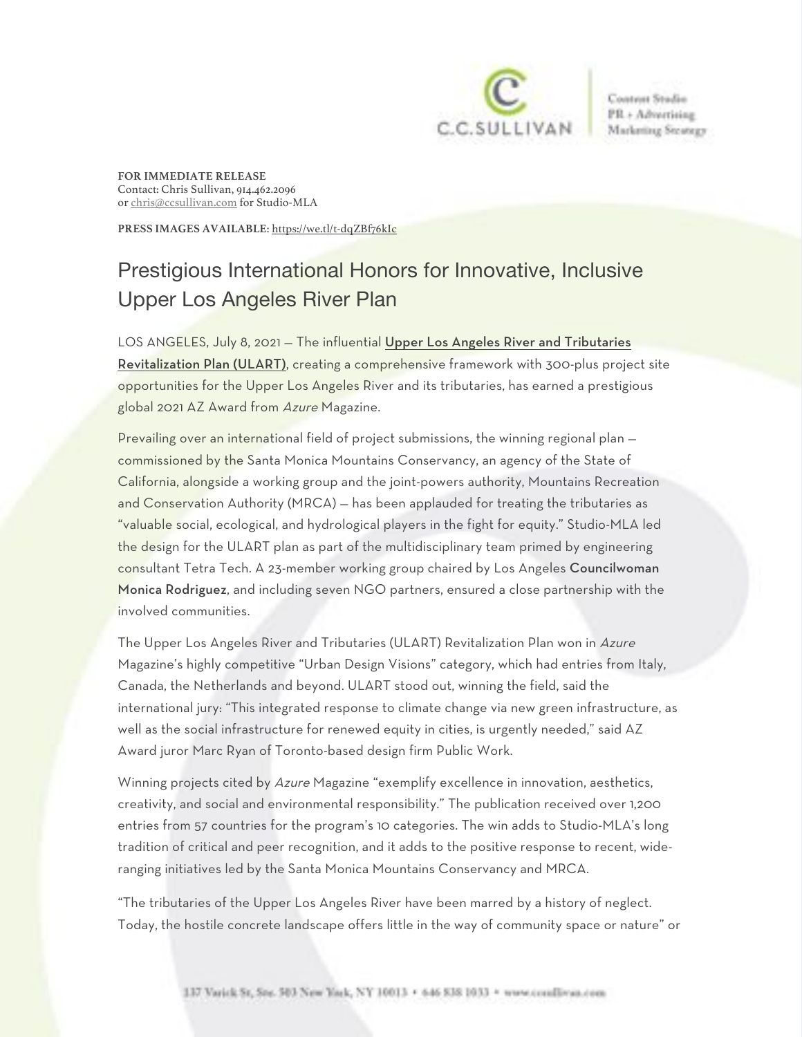**FOR IMMEDIATE RELEASE**
Contact: Chris Sullivan, 914.462.2096
or chris@ccsullivan.com for Studio-MLA

**PRESS IMAGES AVAILABLE:** https://we.tl/t-dqZBf76kIc

# Prestigious International Honors for Innovative, Inclusive Upper Los Angeles River Plan

LOS ANGELES, July 8, 2021 — The influential Upper Los Angeles River and Tributaries Revitalization Plan (ULART), creating a comprehensive framework with 300-plus project site opportunities for the Upper Los Angeles River and its tributaries, has earned a prestigious global 2021 AZ Award from *Azure* Magazine.

Prevailing over an international field of project submissions, the winning regional plan — commissioned by the Santa Monica Mountains Conservancy, an agency of the State of California, alongside a working group and the joint-powers authority, Mountains Recreation and Conservation Authority (MRCA) — has been applauded for treating the tributaries as "valuable social, ecological, and hydrological players in the fight for equity." Studio-MLA led the design for the ULART plan as part of the multidisciplinary team primed by engineering consultant Tetra Tech. A 23-member working group chaired by Los Angeles **Councilwoman Monica Rodriguez**, and including seven NGO partners, ensured a close partnership with the involved communities.

The Upper Los Angeles River and Tributaries (ULART) Revitalization Plan won in *Azure* Magazine's highly competitive "Urban Design Visions" category, which had entries from Italy, Canada, the Netherlands and beyond. ULART stood out, winning the field, said the international jury: "This integrated response to climate change via new green infrastructure, as well as the social infrastructure for renewed equity in cities, is urgently needed," said AZ Award juror Marc Ryan of Toronto-based design firm Public Work.

Winning projects cited by *Azure* Magazine "exemplify excellence in innovation, aesthetics, creativity, and social and environmental responsibility." The publication received over 1,200 entries from 57 countries for the program's 10 categories. The win adds to Studio-MLA's long tradition of critical and peer recognition, and it adds to the positive response to recent, wide-ranging initiatives led by the Santa Monica Mountains Conservancy and MRCA.

"The tributaries of the Upper Los Angeles River have been marred by a history of neglect. Today, the hostile concrete landscape offers little in the way of community space or nature" or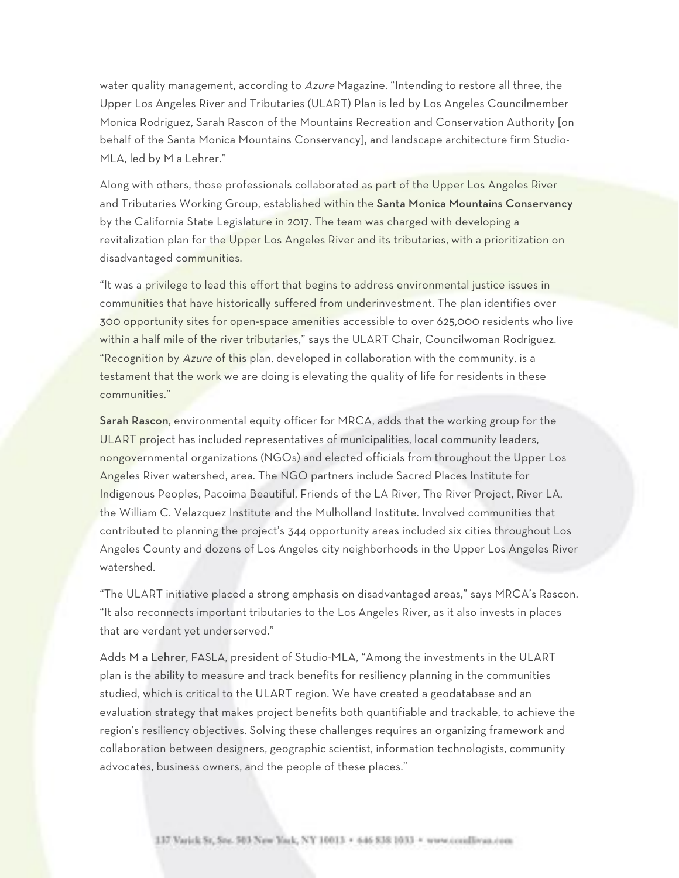water quality management, according to *Azure* Magazine. "Intending to restore all three, the Upper Los Angeles River and Tributaries (ULART) Plan is led by Los Angeles Councilmember Monica Rodriguez, Sarah Rascon of the Mountains Recreation and Conservation Authority [on behalf of the Santa Monica Mountains Conservancy], and landscape architecture firm Studio-MLA, led by M a Lehrer."

Along with others, those professionals collaborated as part of the Upper Los Angeles River and Tributaries Working Group, established within the **Santa Monica Mountains Conservancy** by the California State Legislature in 2017. The team was charged with developing a revitalization plan for the Upper Los Angeles River and its tributaries, with a prioritization on disadvantaged communities.

"It was a privilege to lead this effort that begins to address environmental justice issues in communities that have historically suffered from underinvestment. The plan identifies over 300 opportunity sites for open-space amenities accessible to over 625,000 residents who live within a half mile of the river tributaries," says the ULART Chair, Councilwoman Rodriguez. "Recognition by *Azure* of this plan, developed in collaboration with the community, is a testament that the work we are doing is elevating the quality of life for residents in these communities."

**Sarah Rascon**, environmental equity officer for MRCA, adds that the working group for the ULART project has included representatives of municipalities, local community leaders, nongovernmental organizations (NGOs) and elected officials from throughout the Upper Los Angeles River watershed, area. The NGO partners include Sacred Places Institute for Indigenous Peoples, Pacoima Beautiful, Friends of the LA River, The River Project, River LA, the William C. Velazquez Institute and the Mulholland Institute. Involved communities that contributed to planning the project's 344 opportunity areas included six cities throughout Los Angeles County and dozens of Los Angeles city neighborhoods in the Upper Los Angeles River watershed.

"The ULART initiative placed a strong emphasis on disadvantaged areas," says MRCA's Rascon. "It also reconnects important tributaries to the Los Angeles River, as it also invests in places that are verdant yet underserved."

Adds **M a Lehrer**, FASLA, president of Studio-MLA, "Among the investments in the ULART plan is the ability to measure and track benefits for resiliency planning in the communities studied, which is critical to the ULART region. We have created a geodatabase and an evaluation strategy that makes project benefits both quantifiable and trackable, to achieve the region's resiliency objectives. Solving these challenges requires an organizing framework and collaboration between designers, geographic scientist, information technologists, community advocates, business owners, and the people of these places."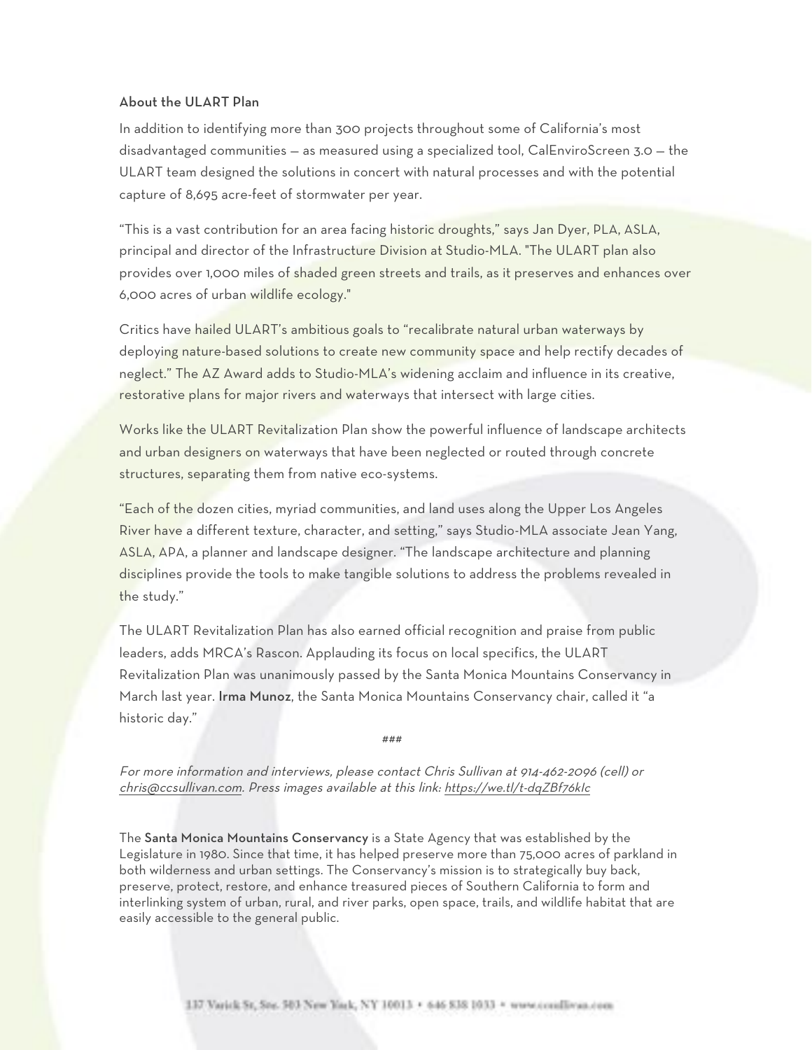### About the ULART Plan

In addition to identifying more than 300 projects throughout some of California's most disadvantaged communities — as measured using a specialized tool, CalEnviroScreen 3.0 — the ULART team designed the solutions in concert with natural processes and with the potential capture of 8,695 acre-feet of stormwater per year.

"This is a vast contribution for an area facing historic droughts," says Jan Dyer, PLA, ASLA, principal and director of the Infrastructure Division at Studio-MLA. "The ULART plan also provides over 1,000 miles of shaded green streets and trails, as it preserves and enhances over 6,000 acres of urban wildlife ecology."

Critics have hailed ULART's ambitious goals to "recalibrate natural urban waterways by deploying nature-based solutions to create new community space and help rectify decades of neglect." The AZ Award adds to Studio-MLA's widening acclaim and influence in its creative, restorative plans for major rivers and waterways that intersect with large cities.

Works like the ULART Revitalization Plan show the powerful influence of landscape architects and urban designers on waterways that have been neglected or routed through concrete structures, separating them from native eco-systems.

"Each of the dozen cities, myriad communities, and land uses along the Upper Los Angeles River have a different texture, character, and setting," says Studio-MLA associate Jean Yang, ASLA, APA, a planner and landscape designer. "The landscape architecture and planning disciplines provide the tools to make tangible solutions to address the problems revealed in the study."

The ULART Revitalization Plan has also earned official recognition and praise from public leaders, adds MRCA's Rascon. Applauding its focus on local specifics, the ULART Revitalization Plan was unanimously passed by the Santa Monica Mountains Conservancy in March last year. **Irma Munoz**, the Santa Monica Mountains Conservancy chair, called it "a historic day."

###

*For more information and interviews, please contact Chris Sullivan at 914-462-2096 (cell) or chris@ccsullivan.com. Press images available at this link: https://we.tl/t-dqZBf76klc*

The **Santa Monica Mountains Conservancy** is a State Agency that was established by the Legislature in 1980. Since that time, it has helped preserve more than 75,000 acres of parkland in both wilderness and urban settings. The Conservancy's mission is to strategically buy back, preserve, protect, restore, and enhance treasured pieces of Southern California to form and interlinking system of urban, rural, and river parks, open space, trails, and wildlife habitat that are easily accessible to the general public.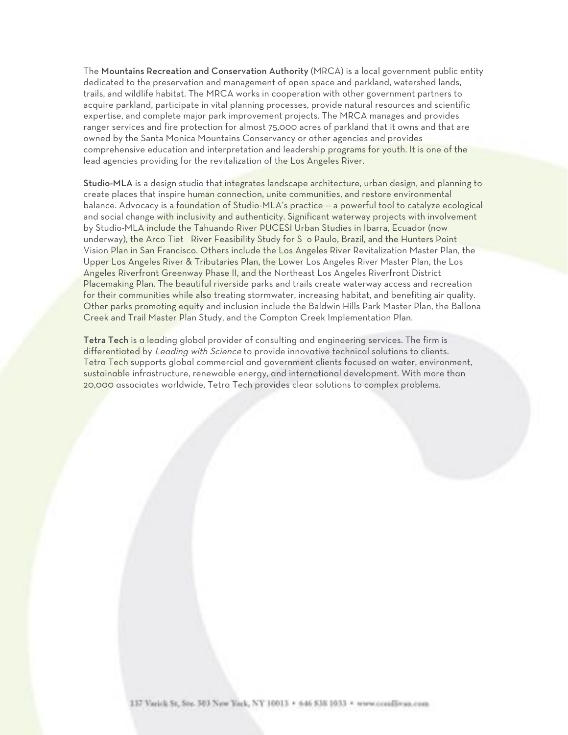The **Mountains Recreation and Conservation Authority** (MRCA) is a local government public entity dedicated to the preservation and management of open space and parkland, watershed lands, trails, and wildlife habitat. The MRCA works in cooperation with other government partners to acquire parkland, participate in vital planning processes, provide natural resources and scientific expertise, and complete major park improvement projects. The MRCA manages and provides ranger services and fire protection for almost 75,000 acres of parkland that it owns and that are owned by the Santa Monica Mountains Conservancy or other agencies and provides comprehensive education and interpretation and leadership programs for youth. It is one of the lead agencies providing for the revitalization of the Los Angeles River.

**Studio-MLA** is a design studio that integrates landscape architecture, urban design, and planning to create places that inspire human connection, unite communities, and restore environmental balance. Advocacy is a foundation of Studio-MLA's practice -- a powerful tool to catalyze ecological and social change with inclusivity and authenticity. Significant waterway projects with involvement by Studio-MLA include the Tahuando River PUCESI Urban Studies in Ibarra, Ecuador (now underway), the Arco Tiet River Feasibility Study for S o Paulo, Brazil, and the Hunters Point Vision Plan in San Francisco. Others include the Los Angeles River Revitalization Master Plan, the Upper Los Angeles River & Tributaries Plan, the Lower Los Angeles River Master Plan, the Los Angeles Riverfront Greenway Phase II, and the Northeast Los Angeles Riverfront District Placemaking Plan. The beautiful riverside parks and trails create waterway access and recreation for their communities while also treating stormwater, increasing habitat, and benefiting air quality. Other parks promoting equity and inclusion include the Baldwin Hills Park Master Plan, the Ballona Creek and Trail Master Plan Study, and the Compton Creek Implementation Plan.

**Tetra Tech** is a leading global provider of consulting and engineering services. The firm is differentiated by *Leading with Science* to provide innovative technical solutions to clients. Tetra Tech supports global commercial and government clients focused on water, environment, sustainable infrastructure, renewable energy, and international development. With more than 20,000 associates worldwide, Tetra Tech provides clear solutions to complex problems.